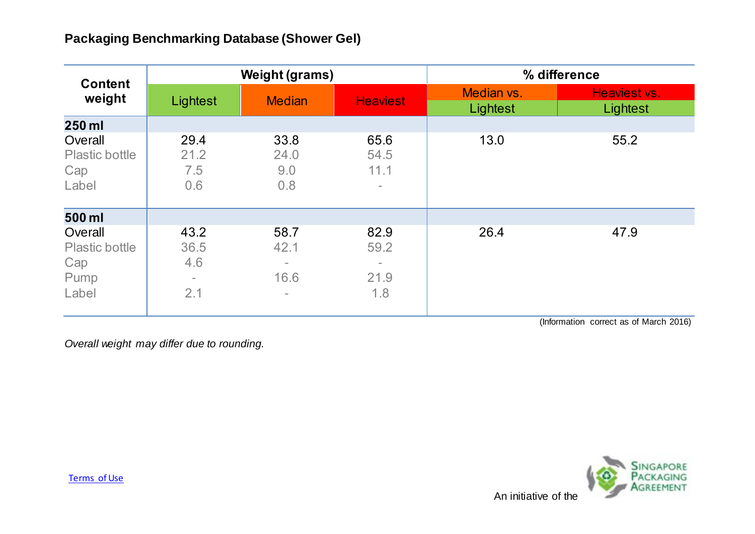## Packaging Benchmarking Database (Shower Gel)

| Content weight | Weight (grams) | | | % difference | |
|---|---|---|---|---|---|
| | Lightest | Median | Heaviest | Median vs. Lightest | Heaviest vs. Lightest |
| **250 ml** | | | | | |
| Overall | 29.4 | 33.8 | 65.6 | 13.0 | 55.2 |
| Plastic bottle | 21.2 | 24.0 | 54.5 | | |
| Cap | 7.5 | 9.0 | 11.1 | | |
| Label | 0.6 | 0.8 | - | | |
| **500 ml** | | | | | |
| Overall | 43.2 | 58.7 | 82.9 | 26.4 | 47.9 |
| Plastic bottle | 36.5 | 42.1 | 59.2 | | |
| Cap | 4.6 | - | - | | |
| Pump | - | 16.6 | 21.9 | | |
| Label | 2.1 | - | 1.8 | | |

(Information correct as of March 2016)

*Overall weight may differ due to rounding.*

Terms of Use

An initiative of the Singapore Packaging Agreement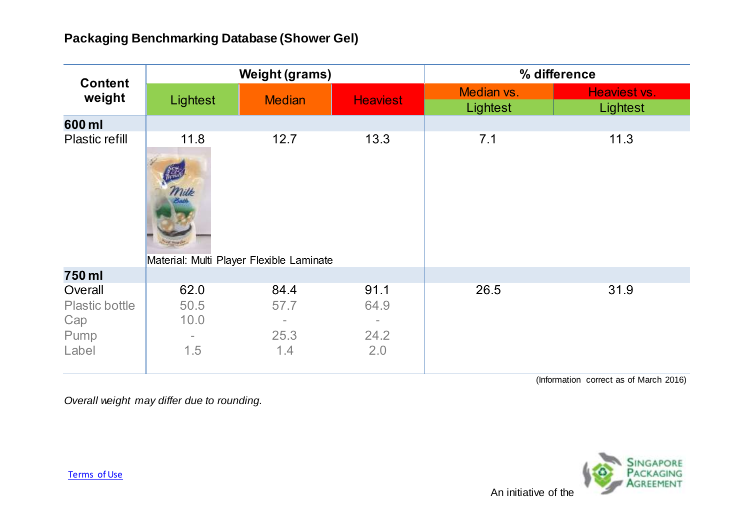## Packaging Benchmarking Database (Shower Gel)

| Content weight | Weight (grams) | | | % difference | |
|---|---|---|---|---|---|
| | Lightest | Median | Heaviest | Median vs. Lightest | Heaviest vs. Lightest |
| **600 ml** | | | | | |
| Plastic refill | 11.8 | 12.7 | 13.3 | 7.1 | 11.3 |
| | Material: Multi Player Flexible Laminate | | | | |
| **750 ml** | | | | | |
| Overall | 62.0 | 84.4 | 91.1 | 26.5 | 31.9 |
| Plastic bottle | 50.5 | 57.7 | 64.9 | | |
| Cap | 10.0 | - | - | | |
| Pump | - | 25.3 | 24.2 | | |
| Label | 1.5 | 1.4 | 2.0 | | |

(Information correct as of March 2016)

*Overall weight may differ due to rounding.*

Terms of Use

An initiative of the Singapore Packaging Agreement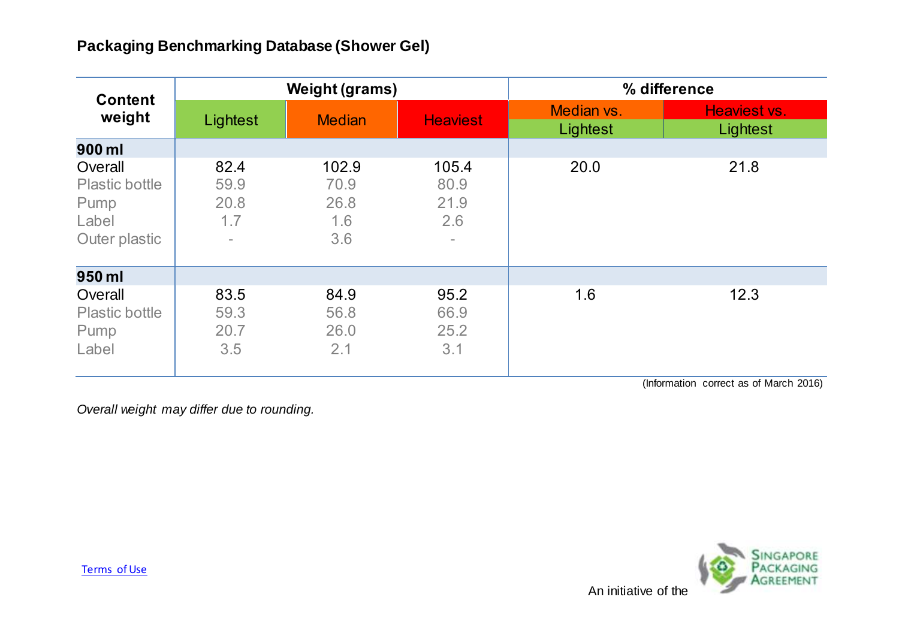## Packaging Benchmarking Database (Shower Gel)

| Content weight | Weight (grams) | | | % difference | |
|---|---|---|---|---|---|
| | Lightest | Median | Heaviest | Median vs. Lightest | Heaviest vs. Lightest |
| **900 ml** | | | | | |
| Overall | 82.4 | 102.9 | 105.4 | 20.0 | 21.8 |
| Plastic bottle | 59.9 | 70.9 | 80.9 | | |
| Pump | 20.8 | 26.8 | 21.9 | | |
| Label | 1.7 | 1.6 | 2.6 | | |
| Outer plastic | - | 3.6 | - | | |
| **950 ml** | | | | | |
| Overall | 83.5 | 84.9 | 95.2 | 1.6 | 12.3 |
| Plastic bottle | 59.3 | 56.8 | 66.9 | | |
| Pump | 20.7 | 26.0 | 25.2 | | |
| Label | 3.5 | 2.1 | 3.1 | | |

(Information correct as of March 2016)

*Overall weight may differ due to rounding.*

Terms of Use

An initiative of the Singapore Packaging Agreement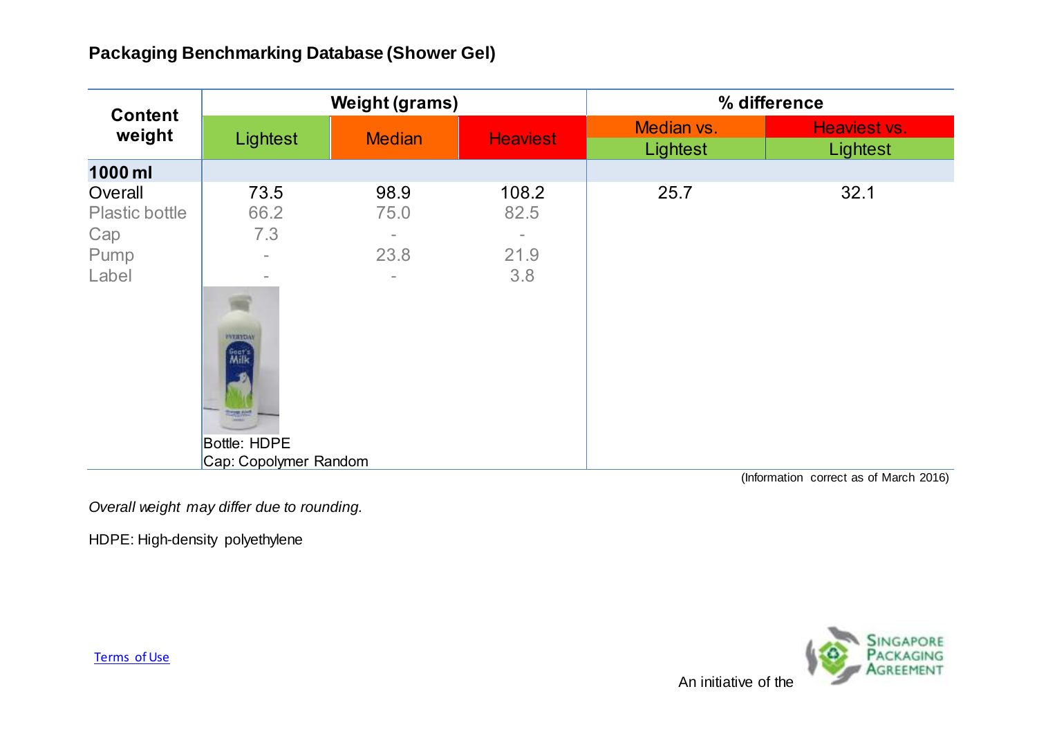## Packaging Benchmarking Database (Shower Gel)

| Content weight | Weight (grams) | | | % difference | |
|---|---|---|---|---|---|
| | Lightest | Median | Heaviest | Median vs. Lightest | Heaviest vs. Lightest |
| **1000 ml** | | | | | |
| Overall | 73.5 | 98.9 | 108.2 | 25.7 | 32.1 |
| Plastic bottle | 66.2 | 75.0 | 82.5 | | |
| Cap | 7.3 | - | - | | |
| Pump | - | 23.8 | 21.9 | | |
| Label | - | - | 3.8 | | |
| | Bottle: HDPE<br>Cap: Copolymer Random | | | | |

(Information correct as of March 2016)

*Overall weight may differ due to rounding.*

HDPE: High-density polyethylene

Terms of Use

An initiative of the Singapore Packaging Agreement